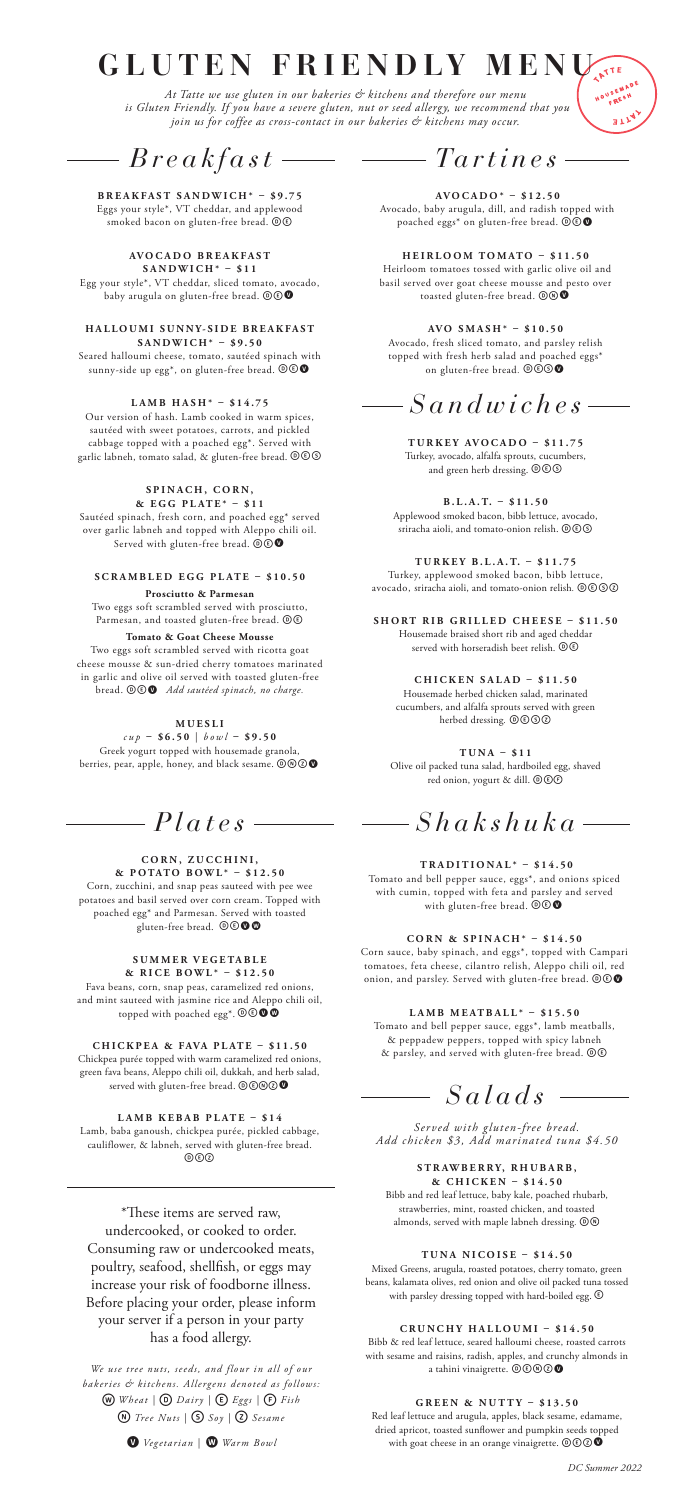# GLUTEN FRIENDLY MENU

*At Tatte we use gluten in our bakeries & kitchens and therefore our menu is Gluten Friendly. If you have a severe gluten, nut or seed allergy, we recommend that you join us for coffee as cross-contact in our bakeries & kitchens may occur.*

TATTE HOUSEMADE FRESH TATTE

## *Breakfast*

**BREAKFAST SANDWICH* – $9.75**
Eggs your style*, VT cheddar, and applewood smoked bacon on gluten-free bread. Ⓓ Ⓔ

**AVOCADO BREAKFAST SANDWICH* – $11**
Egg your style*, VT cheddar, sliced tomato, avocado, baby arugula on gluten-free bread. Ⓓ Ⓔ Ⓥ

**HALLOUMI SUNNY-SIDE BREAKFAST SANDWICH* – $9.50**
Seared halloumi cheese, tomato, sautéed spinach with sunny-side up egg*, on gluten-free bread. Ⓓ Ⓔ Ⓥ

**LAMB HASH* – $14.75**
Our version of hash. Lamb cooked in warm spices, sautéed with sweet potatoes, carrots, and pickled cabbage topped with a poached egg*. Served with garlic labneh, tomato salad, & gluten-free bread. Ⓓ Ⓔ Ⓢ

**SPINACH, CORN, & EGG PLATE* – $11**
Sautéed spinach, fresh corn, and poached egg* served over garlic labneh and topped with Aleppo chili oil. Served with gluten-free bread. Ⓓ Ⓔ Ⓥ

**SCRAMBLED EGG PLATE – $10.50**

**Prosciutto & Parmesan**
Two eggs soft scrambled served with prosciutto, Parmesan, and toasted gluten-free bread. Ⓓ Ⓔ

**Tomato & Goat Cheese Mousse**
Two eggs soft scrambled served with ricotta goat cheese mousse & sun-dried cherry tomatoes marinated in garlic and olive oil served with toasted gluten-free bread. Ⓓ Ⓔ Ⓥ *Add sautéed spinach, no charge.*

**MUESLI**
*cup* – **$6.50** | *bowl* – **$9.50**
Greek yogurt topped with housemade granola, berries, pear, apple, honey, and black sesame. Ⓓ Ⓝ Ⓩ Ⓥ

## *Plates*

**CORN, ZUCCHINI, & POTATO BOWL* – $12.50**
Corn, zucchini, and snap peas sauteed with pee wee potatoes and basil served over corn cream. Topped with poached egg* and Parmesan. Served with toasted gluten-free bread. Ⓓ Ⓔ Ⓥ Ⓦ

**SUMMER VEGETABLE & RICE BOWL* – $12.50**
Fava beans, corn, snap peas, caramelized red onions, and mint sauteed with jasmine rice and Aleppo chili oil, topped with poached egg*. Ⓓ Ⓔ Ⓥ Ⓦ

**CHICKPEA & FAVA PLATE – $11.50**
Chickpea purée topped with warm caramelized red onions, green fava beans, Aleppo chili oil, dukkah, and herb salad, served with gluten-free bread. Ⓓ Ⓔ Ⓝ Ⓩ Ⓥ

**LAMB KEBAB PLATE – $14**
Lamb, baba ganoush, chickpea purée, pickled cabbage, cauliflower, & labneh, served with gluten-free bread. Ⓓ Ⓔ Ⓩ

*These items are served raw, undercooked, or cooked to order. Consuming raw or undercooked meats, poultry, seafood, shellfish, or eggs may increase your risk of foodborne illness. Before placing your order, please inform your server if a person in your party has a food allergy.

*We use tree nuts, seeds, and flour in all of our bakeries & kitchens. Allergens denoted as follows:*
Ⓦ *Wheat* | Ⓓ *Dairy* | Ⓔ *Eggs* | Ⓕ *Fish*
Ⓝ *Tree Nuts* | Ⓢ *Soy* | Ⓩ *Sesame*
Ⓥ *Vegetarian* | Ⓦ *Warm Bowl*

## *Tartines*

**AVOCADO* – $12.50**
Avocado, baby arugula, dill, and radish topped with poached eggs* on gluten-free bread. Ⓓ Ⓔ Ⓥ

**HEIRLOOM TOMATO – $11.50**
Heirloom tomatoes tossed with garlic olive oil and basil served over goat cheese mousse and pesto over toasted gluten-free bread. Ⓓ Ⓝ Ⓥ

**AVO SMASH* – $10.50**
Avocado, fresh sliced tomato, and parsley relish topped with fresh herb salad and poached eggs* on gluten-free bread. Ⓓ Ⓔ Ⓢ Ⓥ

## *Sandwiches*

**TURKEY AVOCADO – $11.75**
Turkey, avocado, alfalfa sprouts, cucumbers, and green herb dressing. Ⓓ Ⓔ Ⓢ

**B.L.A.T. – $11.50**
Applewood smoked bacon, bibb lettuce, avocado, sriracha aioli, and tomato-onion relish. Ⓓ Ⓔ Ⓢ

**TURKEY B.L.A.T. – $11.75**
Turkey, applewood smoked bacon, bibb lettuce, avocado, sriracha aioli, and tomato-onion relish. Ⓓ Ⓔ Ⓢ Ⓩ

**SHORT RIB GRILLED CHEESE – $11.50**
Housemade braised short rib and aged cheddar served with horseradish beet relish. Ⓓ Ⓔ

**CHICKEN SALAD – $11.50**
Housemade herbed chicken salad, marinated cucumbers, and alfalfa sprouts served with green herbed dressing. Ⓓ Ⓔ Ⓢ Ⓩ

**TUNA – $11**
Olive oil packed tuna salad, hardboiled egg, shaved red onion, yogurt & dill. Ⓓ Ⓔ Ⓕ

## *Shakshuka*

**TRADITIONAL* – $14.50**
Tomato and bell pepper sauce, eggs*, and onions spiced with cumin, topped with feta and parsley and served with gluten-free bread. Ⓓ Ⓔ Ⓥ

**CORN & SPINACH* – $14.50**
Corn sauce, baby spinach, and eggs*, topped with Campari tomatoes, feta cheese, cilantro relish, Aleppo chili oil, red onion, and parsley. Served with gluten-free bread. Ⓓ Ⓔ Ⓥ

**LAMB MEATBALL* – $15.50**
Tomato and bell pepper sauce, eggs*, lamb meatballs, & peppadew peppers, topped with spicy labneh & parsley, and served with gluten-free bread. Ⓓ Ⓔ

## *Salads*

*Served with gluten-free bread.*
*Add chicken $3, Add marinated tuna $4.50*

**STRAWBERRY, RHUBARB, & CHICKEN – $14.50**
Bibb and red leaf lettuce, baby kale, poached rhubarb, strawberries, mint, roasted chicken, and toasted almonds, served with maple labneh dressing. Ⓓ Ⓝ

**TUNA NICOISE – $14.50**
Mixed Greens, arugula, roasted potatoes, cherry tomato, green beans, kalamata olives, red onion and olive oil packed tuna tossed with parsley dressing topped with hard-boiled egg. Ⓔ

**CRUNCHY HALLOUMI – $14.50**
Bibb & red leaf lettuce, seared halloumi cheese, roasted carrots with sesame and raisins, radish, apples, and crunchy almonds in a tahini vinaigrette. Ⓓ Ⓔ Ⓝ Ⓩ Ⓥ

**GREEN & NUTTY – $13.50**
Red leaf lettuce and arugula, apples, black sesame, edamame, dried apricot, toasted sunflower and pumpkin seeds topped with goat cheese in an orange vinaigrette. Ⓓ Ⓢ Ⓩ Ⓥ

*DC Summer 2022*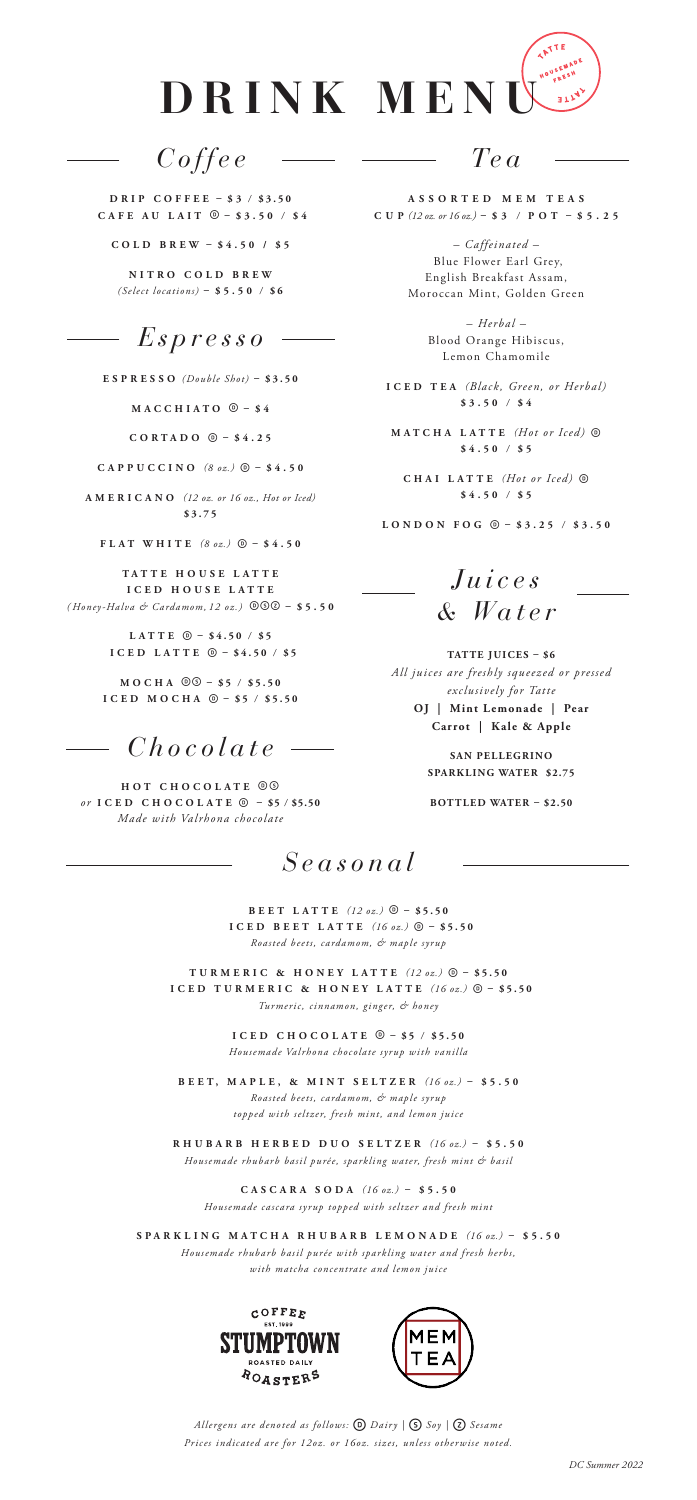# DRINK MENU

TATTE HOUSEMADE FRESH TATTE

## *Coffee*

**DRIP COFFEE** – $3 / $3.50
**CAFE AU LAIT** Ⓓ – $3.50 / $4

**COLD BREW** – $4.50 / $5

**NITRO COLD BREW**
*(Select locations)* – $5.50 / $6

## *Espresso*

**ESPRESSO** *(Double Shot)* – $3.50

**MACCHIATO** Ⓓ – $4

**CORTADO** Ⓓ – $4.25

**CAPPUCCINO** *(8 oz.)* Ⓓ – $4.50

**AMERICANO** *(12 oz. or 16 oz., Hot or Iced)*
$3.75

**FLAT WHITE** *(8 oz.)* Ⓓ – $4.50

**TATTE HOUSE LATTE**
**ICED HOUSE LATTE**
*(Honey-Halva & Cardamom, 12 oz.)* ⒹⓈⓏ – $5.50

**LATTE** Ⓓ – $4.50 / $5
**ICED LATTE** Ⓓ – $4.50 / $5

**MOCHA** ⒹⓈ – $5 / $5.50
**ICED MOCHA** Ⓓ – $5 / $5.50

## *Chocolate*

**HOT CHOCOLATE** ⒹⓈ
*or* **ICED CHOCOLATE** Ⓓ – $5 / $5.50
*Made with Valrhona chocolate*

## *Tea*

**ASSORTED MEM TEAS**
**CUP** *(12 oz. or 16 oz.)* – $3 / **POT** – $5.25

*– Caffeinated –*
Blue Flower Earl Grey,
English Breakfast Assam,
Moroccan Mint, Golden Green

*– Herbal –*
Blood Orange Hibiscus,
Lemon Chamomile

**ICED TEA** *(Black, Green, or Herbal)*
$3.50 / $4

**MATCHA LATTE** *(Hot or Iced)* Ⓓ
$4.50 / $5

**CHAI LATTE** *(Hot or Iced)* Ⓓ
$4.50 / $5

**LONDON FOG** Ⓓ – $3.25 / $3.50

## *Juices & Water*

**TATTE JUICES – $6**
*All juices are freshly squeezed or pressed exclusively for Tatte*
**OJ | Mint Lemonade | Pear**
**Carrot | Kale & Apple**

**SAN PELLEGRINO SPARKLING WATER $2.75**

**BOTTLED WATER – $2.50**

## *Seasonal*

**BEET LATTE** *(12 oz.)* Ⓓ – $5.50
**ICED BEET LATTE** *(16 oz.)* Ⓓ – $5.50
*Roasted beets, cardamom, & maple syrup*

**TURMERIC & HONEY LATTE** *(12 oz.)* Ⓓ – $5.50
**ICED TURMERIC & HONEY LATTE** *(16 oz.)* Ⓓ – $5.50
*Turmeric, cinnamon, ginger, & honey*

**ICED CHOCOLATE** Ⓓ – $5 / $5.50
*Housemade Valrhona chocolate syrup with vanilla*

**BEET, MAPLE, & MINT SELTZER** *(16 oz.)* – $5.50
*Roasted beets, cardamom, & maple syrup topped with seltzer, fresh mint, and lemon juice*

**RHUBARB HERBED DUO SELTZER** *(16 oz.)* – $5.50
*Housemade rhubarb basil purée, sparkling water, fresh mint & basil*

**CASCARA SODA** *(16 oz.)* – $5.50
*Housemade cascara syrup topped with seltzer and fresh mint*

**SPARKLING MATCHA RHUBARB LEMONADE** *(16 oz.)* – $5.50
*Housemade rhubarb basil purée with sparkling water and fresh herbs, with matcha concentrate and lemon juice*

COFFEE EST. 1999 STUMPTOWN ROASTED DAILY ROASTERS

MEM TEA

*Allergens are denoted as follows:* Ⓓ *Dairy* | Ⓢ *Soy* | Ⓩ *Sesame*
*Prices indicated are for 12oz. or 16oz. sizes, unless otherwise noted.*

*DC Summer 2022*